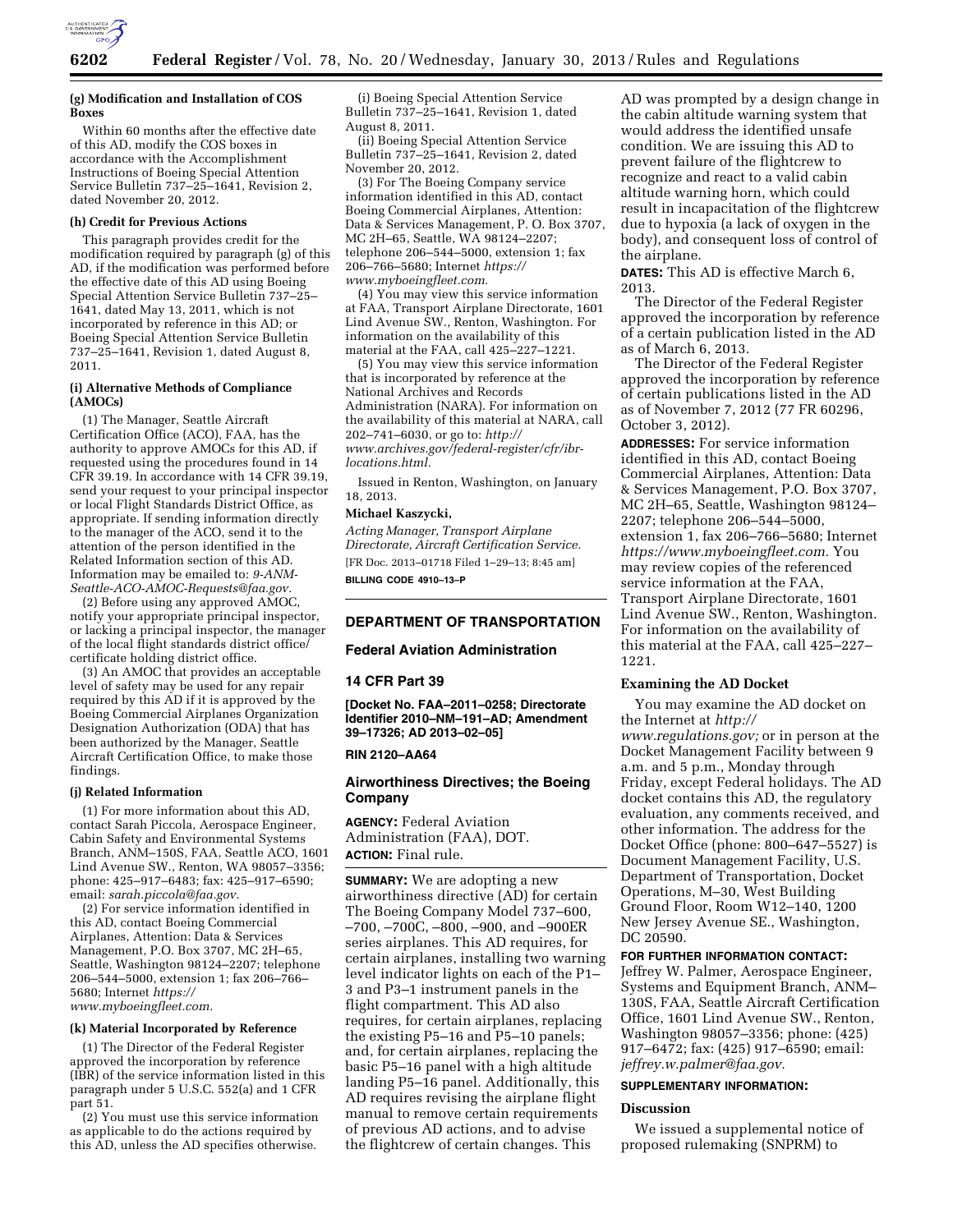#### (g) Modification and Installation of COS Boxes

Within 60 months after the effective date of this AD, modify the COS boxes in accordance with the Accomplishment Instructions of Boeing Special Attention Service Bulletin 737–25–1641, Revision 2, dated November 20, 2012.

#### (h) Credit for Previous Actions

This paragraph provides credit for the modification required by paragraph (g) of this AD, if the modification was performed before the effective date of this AD using Boeing Special Attention Service Bulletin 737–25–1641, dated May 13, 2011, which is not incorporated by reference in this AD; or Boeing Special Attention Service Bulletin 737–25–1641, Revision 1, dated August 8, 2011.

#### (i) Alternative Methods of Compliance (AMOCs)

(1) The Manager, Seattle Aircraft Certification Office (ACO), FAA, has the authority to approve AMOCs for this AD, if requested using the procedures found in 14 CFR 39.19. In accordance with 14 CFR 39.19, send your request to your principal inspector or local Flight Standards District Office, as appropriate. If sending information directly to the manager of the ACO, send it to the attention of the person identified in the Related Information section of this AD. Information may be emailed to: *9-ANM-Seattle-ACO-AMOC-Requests@faa.gov.*

(2) Before using any approved AMOC, notify your appropriate principal inspector, or lacking a principal inspector, the manager of the local flight standards district office/certificate holding district office.

(3) An AMOC that provides an acceptable level of safety may be used for any repair required by this AD if it is approved by the Boeing Commercial Airplanes Organization Designation Authorization (ODA) that has been authorized by the Manager, Seattle Aircraft Certification Office, to make those findings.

#### (j) Related Information

(1) For more information about this AD, contact Sarah Piccola, Aerospace Engineer, Cabin Safety and Environmental Systems Branch, ANM–150S, FAA, Seattle ACO, 1601 Lind Avenue SW., Renton, WA 98057–3356; phone: 425–917–6483; fax: 425–917–6590; email: *sarah.piccola@faa.gov.*

(2) For service information identified in this AD, contact Boeing Commercial Airplanes, Attention: Data & Services Management, P.O. Box 3707, MC 2H–65, Seattle, Washington 98124–2207; telephone 206–544–5000, extension 1; fax 206–766–5680; Internet *https://www.myboeingfleet.com.*

#### (k) Material Incorporated by Reference

(1) The Director of the Federal Register approved the incorporation by reference (IBR) of the service information listed in this paragraph under 5 U.S.C. 552(a) and 1 CFR part 51.

(2) You must use this service information as applicable to do the actions required by this AD, unless the AD specifies otherwise.

(i) Boeing Special Attention Service Bulletin 737–25–1641, Revision 1, dated August 8, 2011.

(ii) Boeing Special Attention Service Bulletin 737–25–1641, Revision 2, dated November 20, 2012.

(3) For The Boeing Company service information identified in this AD, contact Boeing Commercial Airplanes, Attention: Data & Services Management, P. O. Box 3707, MC 2H–65, Seattle, WA 98124–2207; telephone 206–544–5000, extension 1; fax 206–766–5680; Internet *https://www.myboeingfleet.com.*

(4) You may view this service information at FAA, Transport Airplane Directorate, 1601 Lind Avenue SW., Renton, Washington. For information on the availability of this material at the FAA, call 425–227–1221.

(5) You may view this service information that is incorporated by reference at the National Archives and Records Administration (NARA). For information on the availability of this material at NARA, call 202–741–6030, or go to: *http://www.archives.gov/federal-register/cfr/ibr-locations.html.*

Issued in Renton, Washington, on January 18, 2013.

**Michael Kaszycki,**

*Acting Manager, Transport Airplane Directorate, Aircraft Certification Service.*

[FR Doc. 2013–01718 Filed 1–29–13; 8:45 am]

**BILLING CODE 4910–13–P**

---

## DEPARTMENT OF TRANSPORTATION

### Federal Aviation Administration

### 14 CFR Part 39

**[Docket No. FAA–2011–0258; Directorate Identifier 2010–NM–191–AD; Amendment 39–17326; AD 2013–02–05]**

**RIN 2120–AA64**

### Airworthiness Directives; the Boeing Company

**AGENCY:** Federal Aviation Administration (FAA), DOT.

**ACTION:** Final rule.

**SUMMARY:** We are adopting a new airworthiness directive (AD) for certain The Boeing Company Model 737–600, –700, –700C, –800, –900, and –900ER series airplanes. This AD requires, for certain airplanes, installing two warning level indicator lights on each of the P1–3 and P3–1 instrument panels in the flight compartment. This AD also requires, for certain airplanes, replacing the existing P5–16 and P5–10 panels; and, for certain airplanes, replacing the basic P5–16 panel with a high altitude landing P5–16 panel. Additionally, this AD requires revising the airplane flight manual to remove certain requirements of previous AD actions, and to advise the flightcrew of certain changes. This AD was prompted by a design change in the cabin altitude warning system that would address the identified unsafe condition. We are issuing this AD to prevent failure of the flightcrew to recognize and react to a valid cabin altitude warning horn, which could result in incapacitation of the flightcrew due to hypoxia (a lack of oxygen in the body), and consequent loss of control of the airplane.

**DATES:** This AD is effective March 6, 2013.

The Director of the Federal Register approved the incorporation by reference of a certain publication listed in the AD as of March 6, 2013.

The Director of the Federal Register approved the incorporation by reference of certain publications listed in the AD as of November 7, 2012 (77 FR 60296, October 3, 2012).

**ADDRESSES:** For service information identified in this AD, contact Boeing Commercial Airplanes, Attention: Data & Services Management, P.O. Box 3707, MC 2H–65, Seattle, Washington 98124–2207; telephone 206–544–5000, extension 1, fax 206–766–5680; Internet *https://www.myboeingfleet.com.* You may review copies of the referenced service information at the FAA, Transport Airplane Directorate, 1601 Lind Avenue SW., Renton, Washington. For information on the availability of this material at the FAA, call 425–227–1221.

#### Examining the AD Docket

You may examine the AD docket on the Internet at *http://www.regulations.gov;* or in person at the Docket Management Facility between 9 a.m. and 5 p.m., Monday through Friday, except Federal holidays. The AD docket contains this AD, the regulatory evaluation, any comments received, and other information. The address for the Docket Office (phone: 800–647–5527) is Document Management Facility, U.S. Department of Transportation, Docket Operations, M–30, West Building Ground Floor, Room W12–140, 1200 New Jersey Avenue SE., Washington, DC 20590.

**FOR FURTHER INFORMATION CONTACT:** Jeffrey W. Palmer, Aerospace Engineer, Systems and Equipment Branch, ANM–130S, FAA, Seattle Aircraft Certification Office, 1601 Lind Avenue SW., Renton, Washington 98057–3356; phone: (425) 917–6472; fax: (425) 917–6590; email: *jeffrey.w.palmer@faa.gov.*

**SUPPLEMENTARY INFORMATION:**

#### Discussion

We issued a supplemental notice of proposed rulemaking (SNPRM) to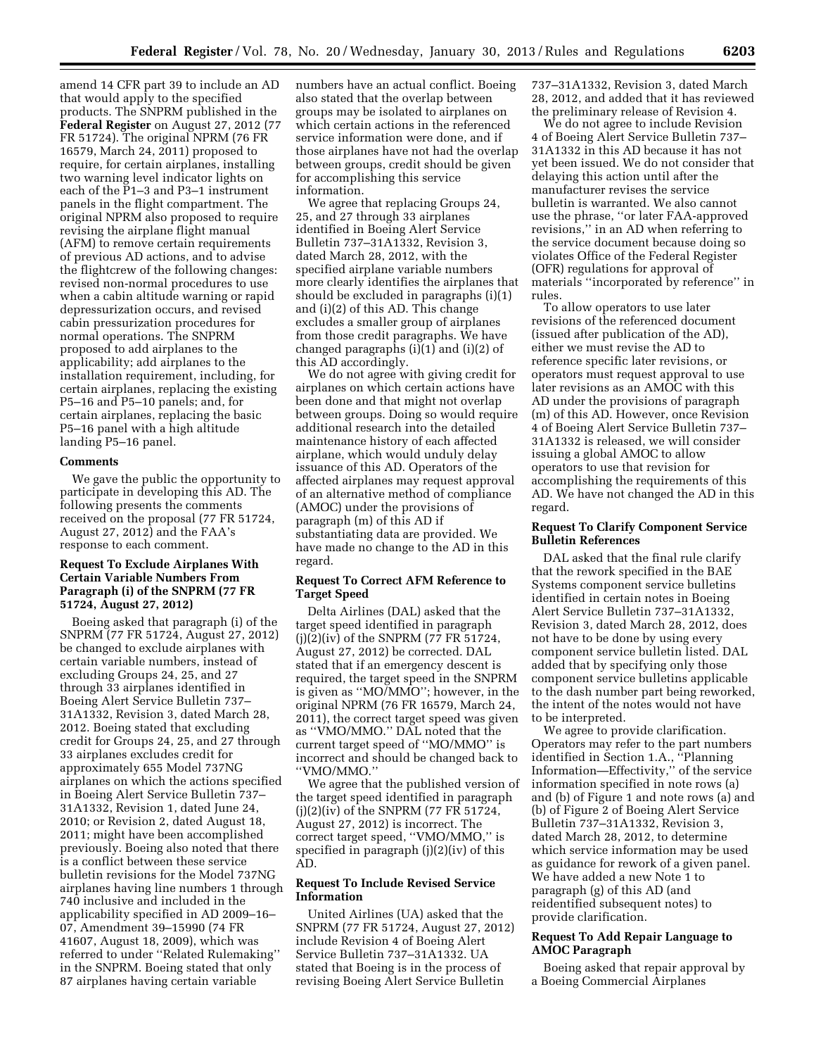amend 14 CFR part 39 to include an AD that would apply to the specified products. The SNPRM published in the **Federal Register** on August 27, 2012 (77 FR 51724). The original NPRM (76 FR 16579, March 24, 2011) proposed to require, for certain airplanes, installing two warning level indicator lights on each of the P1–3 and P3–1 instrument panels in the flight compartment. The original NPRM also proposed to require revising the airplane flight manual (AFM) to remove certain requirements of previous AD actions, and to advise the flightcrew of the following changes: revised non-normal procedures to use when a cabin altitude warning or rapid depressurization occurs, and revised cabin pressurization procedures for normal operations. The SNPRM proposed to add airplanes to the applicability; add airplanes to the installation requirement, including, for certain airplanes, replacing the existing P5–16 and P5–10 panels; and, for certain airplanes, replacing the basic P5–16 panel with a high altitude landing P5–16 panel.

**Comments**

We gave the public the opportunity to participate in developing this AD. The following presents the comments received on the proposal (77 FR 51724, August 27, 2012) and the FAA's response to each comment.

**Request To Exclude Airplanes With Certain Variable Numbers From Paragraph (i) of the SNPRM (77 FR 51724, August 27, 2012)**

Boeing asked that paragraph (i) of the SNPRM (77 FR 51724, August 27, 2012) be changed to exclude airplanes with certain variable numbers, instead of excluding Groups 24, 25, and 27 through 33 airplanes identified in Boeing Alert Service Bulletin 737–31A1332, Revision 3, dated March 28, 2012. Boeing stated that excluding credit for Groups 24, 25, and 27 through 33 airplanes excludes credit for approximately 655 Model 737NG airplanes on which the actions specified in Boeing Alert Service Bulletin 737–31A1332, Revision 1, dated June 24, 2010; or Revision 2, dated August 18, 2011; might have been accomplished previously. Boeing also noted that there is a conflict between these service bulletin revisions for the Model 737NG airplanes having line numbers 1 through 740 inclusive and included in the applicability specified in AD 2009–16–07, Amendment 39–15990 (74 FR 41607, August 18, 2009), which was referred to under ''Related Rulemaking'' in the SNPRM. Boeing stated that only 87 airplanes having certain variable numbers have an actual conflict. Boeing also stated that the overlap between groups may be isolated to airplanes on which certain actions in the referenced service information were done, and if those airplanes have not had the overlap between groups, credit should be given for accomplishing this service information.

We agree that replacing Groups 24, 25, and 27 through 33 airplanes identified in Boeing Alert Service Bulletin 737–31A1332, Revision 3, dated March 28, 2012, with the specified airplane variable numbers more clearly identifies the airplanes that should be excluded in paragraphs (i)(1) and (i)(2) of this AD. This change excludes a smaller group of airplanes from those credit paragraphs. We have changed paragraphs (i)(1) and (i)(2) of this AD accordingly.

We do not agree with giving credit for airplanes on which certain actions have been done and that might not overlap between groups. Doing so would require additional research into the detailed maintenance history of each affected airplane, which would unduly delay issuance of this AD. Operators of the affected airplanes may request approval of an alternative method of compliance (AMOC) under the provisions of paragraph (m) of this AD if substantiating data are provided. We have made no change to the AD in this regard.

**Request To Correct AFM Reference to Target Speed**

Delta Airlines (DAL) asked that the target speed identified in paragraph (j)(2)(iv) of the SNPRM (77 FR 51724, August 27, 2012) be corrected. DAL stated that if an emergency descent is required, the target speed in the SNPRM is given as ''MO/MMO''; however, in the original NPRM (76 FR 16579, March 24, 2011), the correct target speed was given as ''VMO/MMO.'' DAL noted that the current target speed of ''MO/MMO'' is incorrect and should be changed back to ''VMO/MMO.''

We agree that the published version of the target speed identified in paragraph (j)(2)(iv) of the SNPRM (77 FR 51724, August 27, 2012) is incorrect. The correct target speed, ''VMO/MMO,'' is specified in paragraph (j)(2)(iv) of this AD.

**Request To Include Revised Service Information**

United Airlines (UA) asked that the SNPRM (77 FR 51724, August 27, 2012) include Revision 4 of Boeing Alert Service Bulletin 737–31A1332. UA stated that Boeing is in the process of revising Boeing Alert Service Bulletin 737–31A1332, Revision 3, dated March 28, 2012, and added that it has reviewed the preliminary release of Revision 4.

We do not agree to include Revision 4 of Boeing Alert Service Bulletin 737–31A1332 in this AD because it has not yet been issued. We do not consider that delaying this action until after the manufacturer revises the service bulletin is warranted. We also cannot use the phrase, ''or later FAA-approved revisions,'' in an AD when referring to the service document because doing so violates Office of the Federal Register (OFR) regulations for approval of materials ''incorporated by reference'' in rules.

To allow operators to use later revisions of the referenced document (issued after publication of the AD), either we must revise the AD to reference specific later revisions, or operators must request approval to use later revisions as an AMOC with this AD under the provisions of paragraph (m) of this AD. However, once Revision 4 of Boeing Alert Service Bulletin 737–31A1332 is released, we will consider issuing a global AMOC to allow operators to use that revision for accomplishing the requirements of this AD. We have not changed the AD in this regard.

**Request To Clarify Component Service Bulletin References**

DAL asked that the final rule clarify that the rework specified in the BAE Systems component service bulletins identified in certain notes in Boeing Alert Service Bulletin 737–31A1332, Revision 3, dated March 28, 2012, does not have to be done by using every component service bulletin listed. DAL added that by specifying only those component service bulletins applicable to the dash number part being reworked, the intent of the notes would not have to be interpreted.

We agree to provide clarification. Operators may refer to the part numbers identified in Section 1.A., ''Planning Information—Effectivity,'' of the service information specified in note rows (a) and (b) of Figure 1 and note rows (a) and (b) of Figure 2 of Boeing Alert Service Bulletin 737–31A1332, Revision 3, dated March 28, 2012, to determine which service information may be used as guidance for rework of a given panel. We have added a new Note 1 to paragraph (g) of this AD (and reidentified subsequent notes) to provide clarification.

**Request To Add Repair Language to AMOC Paragraph**

Boeing asked that repair approval by a Boeing Commercial Airplanes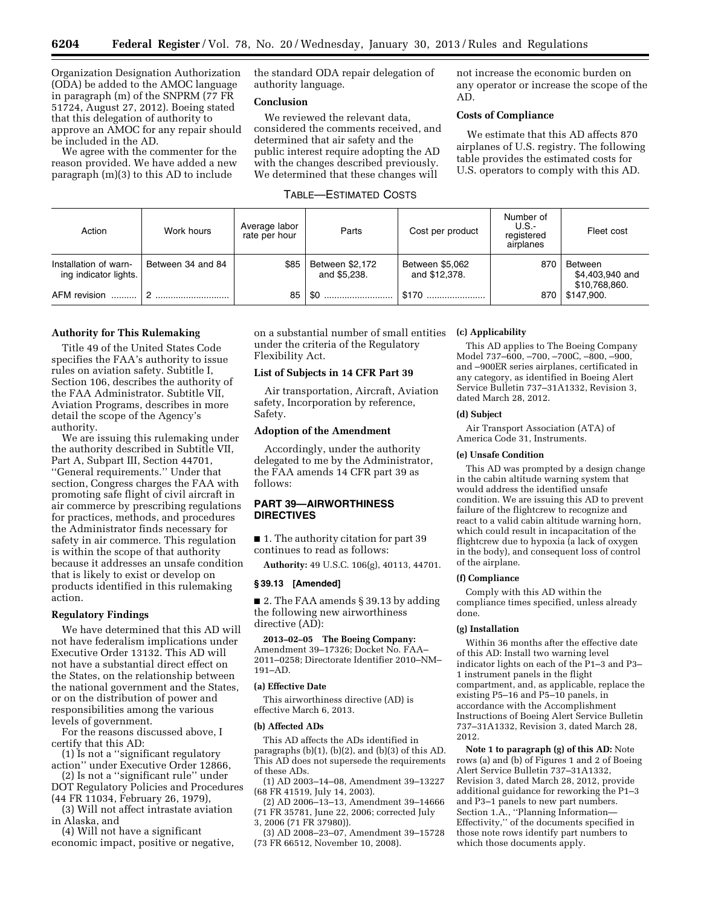Organization Designation Authorization (ODA) be added to the AMOC language in paragraph (m) of the SNPRM (77 FR 51724, August 27, 2012). Boeing stated that this delegation of authority to approve an AMOC for any repair should be included in the AD.

We agree with the commenter for the reason provided. We have added a new paragraph (m)(3) to this AD to include the standard ODA repair delegation of authority language.

### Conclusion

We reviewed the relevant data, considered the comments received, and determined that air safety and the public interest require adopting the AD with the changes described previously. We determined that these changes will not increase the economic burden on any operator or increase the scope of the AD.

### Costs of Compliance

We estimate that this AD affects 870 airplanes of U.S. registry. The following table provides the estimated costs for U.S. operators to comply with this AD.

TABLE—ESTIMATED COSTS

| Action | Work hours | Average labor rate per hour | Parts | Cost per product | Number of U.S.-registered airplanes | Fleet cost |
|---|---|---|---|---|---|---|
| Installation of warning indicator lights. | Between 34 and 84 | $85 | Between $2,172 and $5,238. | Between $5,062 and $12,378. | 870 | Between $4,403,940 and $10,768,860. |
| AFM revision | 2 | 85 | $0 | $170 | 870 | $147,900. |

### Authority for This Rulemaking

Title 49 of the United States Code specifies the FAA's authority to issue rules on aviation safety. Subtitle I, Section 106, describes the authority of the FAA Administrator. Subtitle VII, Aviation Programs, describes in more detail the scope of the Agency's authority.

We are issuing this rulemaking under the authority described in Subtitle VII, Part A, Subpart III, Section 44701, ''General requirements.'' Under that section, Congress charges the FAA with promoting safe flight of civil aircraft in air commerce by prescribing regulations for practices, methods, and procedures the Administrator finds necessary for safety in air commerce. This regulation is within the scope of that authority because it addresses an unsafe condition that is likely to exist or develop on products identified in this rulemaking action.

### Regulatory Findings

We have determined that this AD will not have federalism implications under Executive Order 13132. This AD will not have a substantial direct effect on the States, on the relationship between the national government and the States, or on the distribution of power and responsibilities among the various levels of government.

For the reasons discussed above, I certify that this AD:

(1) Is not a ''significant regulatory action'' under Executive Order 12866,

(2) Is not a ''significant rule'' under DOT Regulatory Policies and Procedures (44 FR 11034, February 26, 1979),

(3) Will not affect intrastate aviation in Alaska, and

(4) Will not have a significant economic impact, positive or negative, on a substantial number of small entities under the criteria of the Regulatory Flexibility Act.

### List of Subjects in 14 CFR Part 39

Air transportation, Aircraft, Aviation safety, Incorporation by reference, Safety.

### Adoption of the Amendment

Accordingly, under the authority delegated to me by the Administrator, the FAA amends 14 CFR part 39 as follows:

## PART 39—AIRWORTHINESS DIRECTIVES

■ 1. The authority citation for part 39 continues to read as follows:

**Authority:** 49 U.S.C. 106(g), 40113, 44701.

#### § 39.13 [Amended]

■ 2. The FAA amends § 39.13 by adding the following new airworthiness directive (AD):

**2013–02–05 The Boeing Company:** Amendment 39–17326; Docket No. FAA–2011–0258; Directorate Identifier 2010–NM–191–AD.

**(a) Effective Date**

This airworthiness directive (AD) is effective March 6, 2013.

**(b) Affected ADs**

This AD affects the ADs identified in paragraphs (b)(1), (b)(2), and (b)(3) of this AD. This AD does not supersede the requirements of these ADs.

(1) AD 2003–14–08, Amendment 39–13227 (68 FR 41519, July 14, 2003).

(2) AD 2006–13–13, Amendment 39–14666 (71 FR 35781, June 22, 2006; corrected July 3, 2006 (71 FR 37980)).

(3) AD 2008–23–07, Amendment 39–15728 (73 FR 66512, November 10, 2008).

**(c) Applicability**

This AD applies to The Boeing Company Model 737–600, –700, –700C, –800, –900, and –900ER series airplanes, certificated in any category, as identified in Boeing Alert Service Bulletin 737–31A1332, Revision 3, dated March 28, 2012.

**(d) Subject**

Air Transport Association (ATA) of America Code 31, Instruments.

**(e) Unsafe Condition**

This AD was prompted by a design change in the cabin altitude warning system that would address the identified unsafe condition. We are issuing this AD to prevent failure of the flightcrew to recognize and react to a valid cabin altitude warning horn, which could result in incapacitation of the flightcrew due to hypoxia (a lack of oxygen in the body), and consequent loss of control of the airplane.

**(f) Compliance**

Comply with this AD within the compliance times specified, unless already done.

**(g) Installation**

Within 36 months after the effective date of this AD: Install two warning level indicator lights on each of the P1–3 and P3–1 instrument panels in the flight compartment, and, as applicable, replace the existing P5–16 and P5–10 panels, in accordance with the Accomplishment Instructions of Boeing Alert Service Bulletin 737–31A1332, Revision 3, dated March 28, 2012.

**Note 1 to paragraph (g) of this AD:** Note rows (a) and (b) of Figures 1 and 2 of Boeing Alert Service Bulletin 737–31A1332, Revision 3, dated March 28, 2012, provide additional guidance for reworking the P1–3 and P3–1 panels to new part numbers. Section 1.A., ''Planning Information—Effectivity,'' of the documents specified in those note rows identify part numbers to which those documents apply.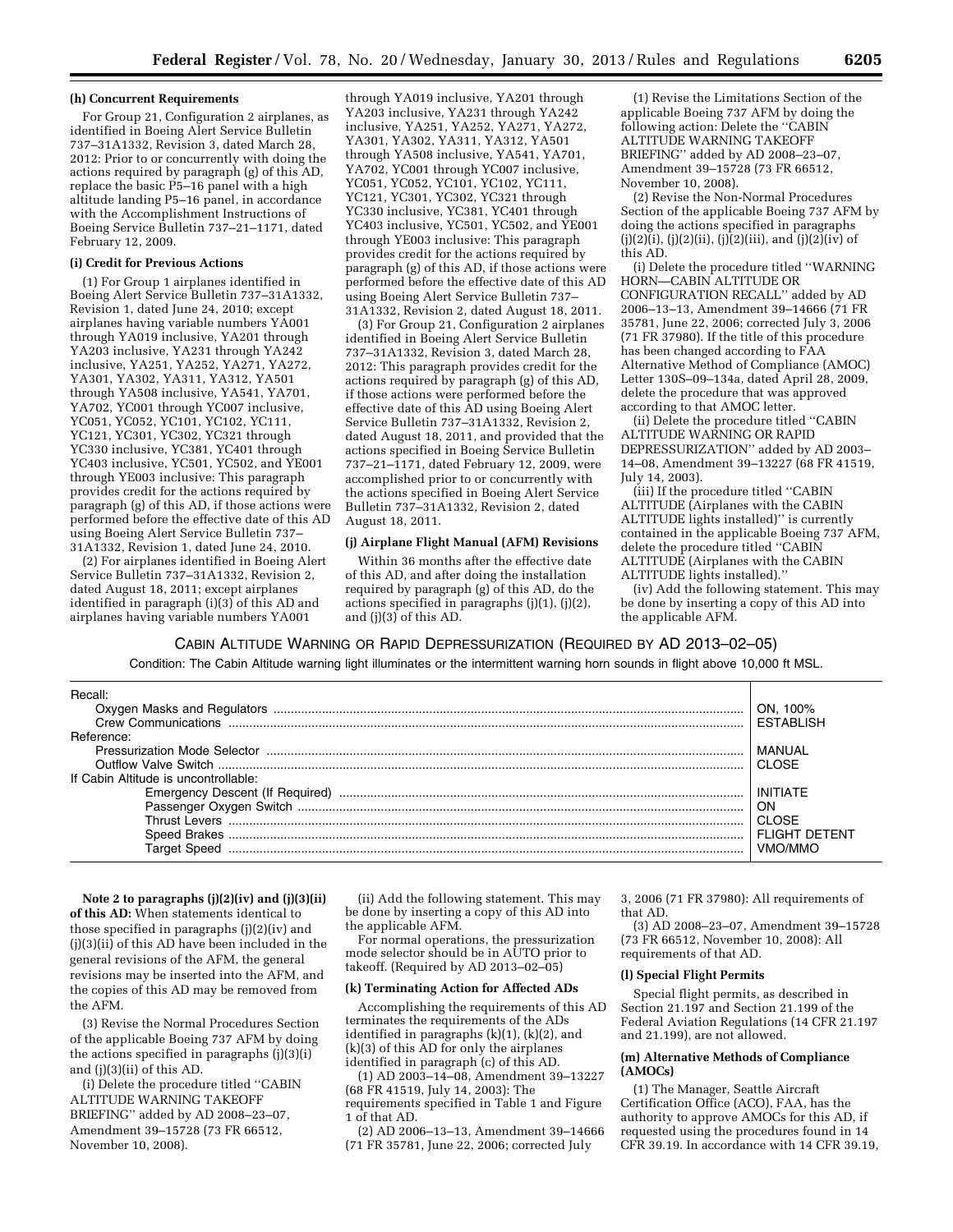**(h) Concurrent Requirements**

For Group 21, Configuration 2 airplanes, as identified in Boeing Alert Service Bulletin 737–31A1332, Revision 3, dated March 28, 2012: Prior to or concurrently with doing the actions required by paragraph (g) of this AD, replace the basic P5–16 panel with a high altitude landing P5–16 panel, in accordance with the Accomplishment Instructions of Boeing Service Bulletin 737–21–1171, dated February 12, 2009.

**(i) Credit for Previous Actions**

(1) For Group 1 airplanes identified in Boeing Alert Service Bulletin 737–31A1332, Revision 1, dated June 24, 2010; except airplanes having variable numbers YA001 through YA019 inclusive, YA201 through YA203 inclusive, YA231 through YA242 inclusive, YA251, YA252, YA271, YA272, YA301, YA302, YA311, YA312, YA501 through YA508 inclusive, YA541, YA701, YA702, YC001 through YC007 inclusive, YC051, YC052, YC101, YC102, YC111, YC121, YC301, YC302, YC321 through YC330 inclusive, YC381, YC401 through YC403 inclusive, YC501, YC502, and YE001 through YE003 inclusive: This paragraph provides credit for the actions required by paragraph (g) of this AD, if those actions were performed before the effective date of this AD using Boeing Alert Service Bulletin 737–31A1332, Revision 1, dated June 24, 2010.

(2) For airplanes identified in Boeing Alert Service Bulletin 737–31A1332, Revision 2, dated August 18, 2011; except airplanes identified in paragraph (i)(3) of this AD and airplanes having variable numbers YA001 through YA019 inclusive, YA201 through YA203 inclusive, YA231 through YA242 inclusive, YA251, YA252, YA271, YA272, YA301, YA302, YA311, YA312, YA501 through YA508 inclusive, YA541, YA701, YA702, YC001 through YC007 inclusive, YC051, YC052, YC101, YC102, YC111, YC121, YC301, YC302, YC321 through YC330 inclusive, YC381, YC401 through YC403 inclusive, YC501, YC502, and YE001 through YE003 inclusive: This paragraph provides credit for the actions required by paragraph (g) of this AD, if those actions were performed before the effective date of this AD using Boeing Alert Service Bulletin 737–31A1332, Revision 2, dated August 18, 2011.

(3) For Group 21, Configuration 2 airplanes identified in Boeing Alert Service Bulletin 737–31A1332, Revision 3, dated March 28, 2012: This paragraph provides credit for the actions required by paragraph (g) of this AD, if those actions were performed before the effective date of this AD using Boeing Alert Service Bulletin 737–31A1332, Revision 2, dated August 18, 2011, and provided that the actions specified in Boeing Service Bulletin 737–21–1171, dated February 12, 2009, were accomplished prior to or concurrently with the actions specified in Boeing Alert Service Bulletin 737–31A1332, Revision 2, dated August 18, 2011.

**(j) Airplane Flight Manual (AFM) Revisions**

Within 36 months after the effective date of this AD, and after doing the installation required by paragraph (g) of this AD, do the actions specified in paragraphs (j)(1), (j)(2), and (j)(3) of this AD.

(1) Revise the Limitations Section of the applicable Boeing 737 AFM by doing the following action: Delete the ''CABIN ALTITUDE WARNING TAKEOFF BRIEFING'' added by AD 2008–23–07, Amendment 39–15728 (73 FR 66512, November 10, 2008).

(2) Revise the Non-Normal Procedures Section of the applicable Boeing 737 AFM by doing the actions specified in paragraphs (j)(2)(i), (j)(2)(ii), (j)(2)(iii), and (j)(2)(iv) of this AD.

(i) Delete the procedure titled ''WARNING HORN—CABIN ALTITUDE OR CONFIGURATION RECALL'' added by AD 2006–13–13, Amendment 39–14666 (71 FR 35781, June 22, 2006; corrected July 3, 2006 (71 FR 37980). If the title of this procedure has been changed according to FAA Alternative Method of Compliance (AMOC) Letter 130S–09–134a, dated April 28, 2009, delete the procedure that was approved according to that AMOC letter.

(ii) Delete the procedure titled ''CABIN ALTITUDE WARNING OR RAPID DEPRESSURIZATION'' added by AD 2003–14–08, Amendment 39–13227 (68 FR 41519, July 14, 2003).

(iii) If the procedure titled ''CABIN ALTITUDE (Airplanes with the CABIN ALTITUDE lights installed)'' is currently contained in the applicable Boeing 737 AFM, delete the procedure titled ''CABIN ALTITUDE (Airplanes with the CABIN ALTITUDE lights installed).''

(iv) Add the following statement. This may be done by inserting a copy of this AD into the applicable AFM.

CABIN ALTITUDE WARNING OR RAPID DEPRESSURIZATION (REQUIRED BY AD 2013–02–05)

Condition: The Cabin Altitude warning light illuminates or the intermittent warning horn sounds in flight above 10,000 ft MSL.

| | |
|---|---|
| Recall: | |
| Oxygen Masks and Regulators | ON, 100% |
| Crew Communications | ESTABLISH |
| Reference: | |
| Pressurization Mode Selector | MANUAL |
| Outflow Valve Switch | CLOSE |
| If Cabin Altitude is uncontrollable: | |
| Emergency Descent (If Required) | INITIATE |
| Passenger Oxygen Switch | ON |
| Thrust Levers | CLOSE |
| Speed Brakes | FLIGHT DETENT |
| Target Speed | VMO/MMO |

**Note 2 to paragraphs (j)(2)(iv) and (j)(3)(ii) of this AD:** When statements identical to those specified in paragraphs (j)(2)(iv) and (j)(3)(ii) of this AD have been included in the general revisions of the AFM, the general revisions may be inserted into the AFM, and the copies of this AD may be removed from the AFM.

(3) Revise the Normal Procedures Section of the applicable Boeing 737 AFM by doing the actions specified in paragraphs (j)(3)(i) and (j)(3)(ii) of this AD.

(i) Delete the procedure titled ''CABIN ALTITUDE WARNING TAKEOFF BRIEFING'' added by AD 2008–23–07, Amendment 39–15728 (73 FR 66512, November 10, 2008).

(ii) Add the following statement. This may be done by inserting a copy of this AD into the applicable AFM.

For normal operations, the pressurization mode selector should be in AUTO prior to takeoff. (Required by AD 2013–02–05)

**(k) Terminating Action for Affected ADs**

Accomplishing the requirements of this AD terminates the requirements of the ADs identified in paragraphs (k)(1), (k)(2), and (k)(3) of this AD for only the airplanes identified in paragraph (c) of this AD.

(1) AD 2003–14–08, Amendment 39–13227 (68 FR 41519, July 14, 2003): The requirements specified in Table 1 and Figure 1 of that AD.

(2) AD 2006–13–13, Amendment 39–14666 (71 FR 35781, June 22, 2006; corrected July 3, 2006 (71 FR 37980): All requirements of that AD.

(3) AD 2008–23–07, Amendment 39–15728 (73 FR 66512, November 10, 2008): All requirements of that AD.

**(l) Special Flight Permits**

Special flight permits, as described in Section 21.197 and Section 21.199 of the Federal Aviation Regulations (14 CFR 21.197 and 21.199), are not allowed.

**(m) Alternative Methods of Compliance (AMOCs)**

(1) The Manager, Seattle Aircraft Certification Office (ACO), FAA, has the authority to approve AMOCs for this AD, if requested using the procedures found in 14 CFR 39.19. In accordance with 14 CFR 39.19,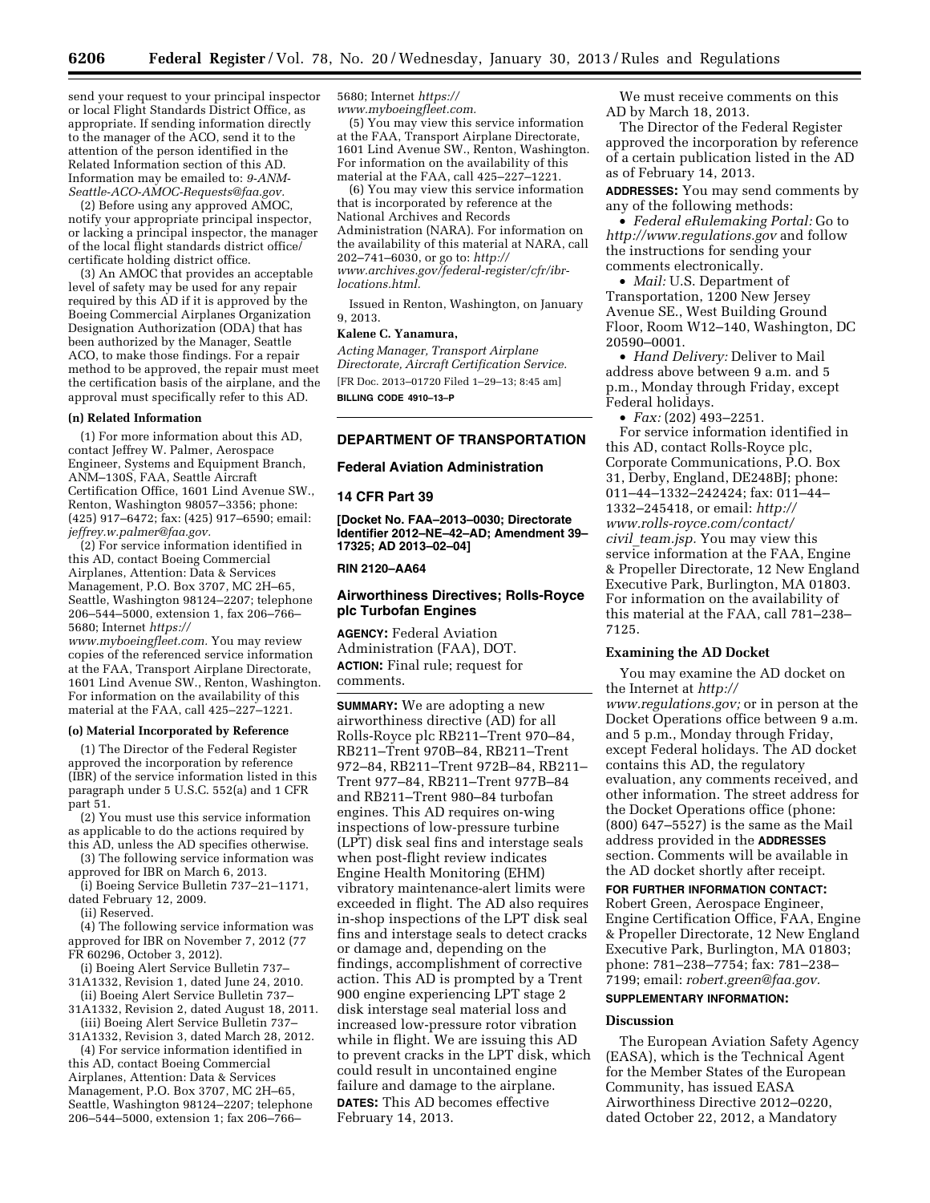send your request to your principal inspector or local Flight Standards District Office, as appropriate. If sending information directly to the manager of the ACO, send it to the attention of the person identified in the Related Information section of this AD. Information may be emailed to: *9-ANM-Seattle-ACO-AMOC-Requests@faa.gov.*

(2) Before using any approved AMOC, notify your appropriate principal inspector, or lacking a principal inspector, the manager of the local flight standards district office/certificate holding district office.

(3) An AMOC that provides an acceptable level of safety may be used for any repair required by this AD if it is approved by the Boeing Commercial Airplanes Organization Designation Authorization (ODA) that has been authorized by the Manager, Seattle ACO, to make those findings. For a repair method to be approved, the repair must meet the certification basis of the airplane, and the approval must specifically refer to this AD.

**(n) Related Information**

(1) For more information about this AD, contact Jeffrey W. Palmer, Aerospace Engineer, Systems and Equipment Branch, ANM–130S, FAA, Seattle Aircraft Certification Office, 1601 Lind Avenue SW., Renton, Washington 98057–3356; phone: (425) 917–6472; fax: (425) 917–6590; email: *jeffrey.w.palmer@faa.gov.*

(2) For service information identified in this AD, contact Boeing Commercial Airplanes, Attention: Data & Services Management, P.O. Box 3707, MC 2H–65, Seattle, Washington 98124–2207; telephone 206–544–5000, extension 1, fax 206–766–5680; Internet *https://www.myboeingfleet.com.* You may review copies of the referenced service information at the FAA, Transport Airplane Directorate, 1601 Lind Avenue SW., Renton, Washington. For information on the availability of this material at the FAA, call 425–227–1221.

**(o) Material Incorporated by Reference**

(1) The Director of the Federal Register approved the incorporation by reference (IBR) of the service information listed in this paragraph under 5 U.S.C. 552(a) and 1 CFR part 51.

(2) You must use this service information as applicable to do the actions required by this AD, unless the AD specifies otherwise.

(3) The following service information was approved for IBR on March 6, 2013.

(i) Boeing Service Bulletin 737–21–1171, dated February 12, 2009.

(ii) Reserved.

(4) The following service information was approved for IBR on November 7, 2012 (77 FR 60296, October 3, 2012).

(i) Boeing Alert Service Bulletin 737–31A1332, Revision 1, dated June 24, 2010.

(ii) Boeing Alert Service Bulletin 737–31A1332, Revision 2, dated August 18, 2011.

(iii) Boeing Alert Service Bulletin 737–31A1332, Revision 3, dated March 28, 2012.

(4) For service information identified in this AD, contact Boeing Commercial Airplanes, Attention: Data & Services Management, P.O. Box 3707, MC 2H–65, Seattle, Washington 98124–2207; telephone 206–544–5000, extension 1; fax 206–766–5680; Internet *https://www.myboeingfleet.com.*

(5) You may view this service information at the FAA, Transport Airplane Directorate, 1601 Lind Avenue SW., Renton, Washington. For information on the availability of this material at the FAA, call 425–227–1221.

(6) You may view this service information that is incorporated by reference at the National Archives and Records Administration (NARA). For information on the availability of this material at NARA, call 202–741–6030, or go to: *http://www.archives.gov/federal-register/cfr/ibr-locations.html.*

Issued in Renton, Washington, on January 9, 2013.

**Kalene C. Yanamura,**

*Acting Manager, Transport Airplane Directorate, Aircraft Certification Service.*

[FR Doc. 2013–01720 Filed 1–29–13; 8:45 am]

**BILLING CODE 4910–13–P**

## DEPARTMENT OF TRANSPORTATION

### Federal Aviation Administration

### 14 CFR Part 39

**[Docket No. FAA–2013–0030; Directorate Identifier 2012–NE–42–AD; Amendment 39–17325; AD 2013–02–04]**

**RIN 2120–AA64**

### Airworthiness Directives; Rolls-Royce plc Turbofan Engines

**AGENCY:** Federal Aviation Administration (FAA), DOT.

**ACTION:** Final rule; request for comments.

**SUMMARY:** We are adopting a new airworthiness directive (AD) for all Rolls-Royce plc RB211–Trent 970–84, RB211–Trent 970B–84, RB211–Trent 972–84, RB211–Trent 972B–84, RB211–Trent 977–84, RB211–Trent 977B–84 and RB211–Trent 980–84 turbofan engines. This AD requires on-wing inspections of low-pressure turbine (LPT) disk seal fins and interstage seals when post-flight review indicates Engine Health Monitoring (EHM) vibratory maintenance-alert limits were exceeded in flight. The AD also requires in-shop inspections of the LPT disk seal fins and interstage seals to detect cracks or damage and, depending on the findings, accomplishment of corrective action. This AD is prompted by a Trent 900 engine experiencing LPT stage 2 disk interstage seal material loss and increased low-pressure rotor vibration while in flight. We are issuing this AD to prevent cracks in the LPT disk, which could result in uncontained engine failure and damage to the airplane.

**DATES:** This AD becomes effective February 14, 2013.

We must receive comments on this AD by March 18, 2013.

The Director of the Federal Register approved the incorporation by reference of a certain publication listed in the AD as of February 14, 2013.

**ADDRESSES:** You may send comments by any of the following methods:

- *Federal eRulemaking Portal:* Go to *http://www.regulations.gov* and follow the instructions for sending your comments electronically.
- *Mail:* U.S. Department of Transportation, 1200 New Jersey Avenue SE., West Building Ground Floor, Room W12–140, Washington, DC 20590–0001.
- *Hand Delivery:* Deliver to Mail address above between 9 a.m. and 5 p.m., Monday through Friday, except Federal holidays.
- *Fax:* (202) 493–2251.

For service information identified in this AD, contact Rolls-Royce plc, Corporate Communications, P.O. Box 31, Derby, England, DE248BJ; phone: 011–44–1332–242424; fax: 011–44–1332–245418, or email: *http://www.rolls-royce.com/contact/civil_team.jsp.* You may view this service information at the FAA, Engine & Propeller Directorate, 12 New England Executive Park, Burlington, MA 01803. For information on the availability of this material at the FAA, call 781–238–7125.

**Examining the AD Docket**

You may examine the AD docket on the Internet at *http://www.regulations.gov;* or in person at the Docket Operations office between 9 a.m. and 5 p.m., Monday through Friday, except Federal holidays. The AD docket contains this AD, the regulatory evaluation, any comments received, and other information. The street address for the Docket Operations office (phone: (800) 647–5527) is the same as the Mail address provided in the **ADDRESSES** section. Comments will be available in the AD docket shortly after receipt.

**FOR FURTHER INFORMATION CONTACT:** Robert Green, Aerospace Engineer, Engine Certification Office, FAA, Engine & Propeller Directorate, 12 New England Executive Park, Burlington, MA 01803; phone: 781–238–7754; fax: 781–238–7199; email: *robert.green@faa.gov.*

**SUPPLEMENTARY INFORMATION:**

**Discussion**

The European Aviation Safety Agency (EASA), which is the Technical Agent for the Member States of the European Community, has issued EASA Airworthiness Directive 2012–0220, dated October 22, 2012, a Mandatory